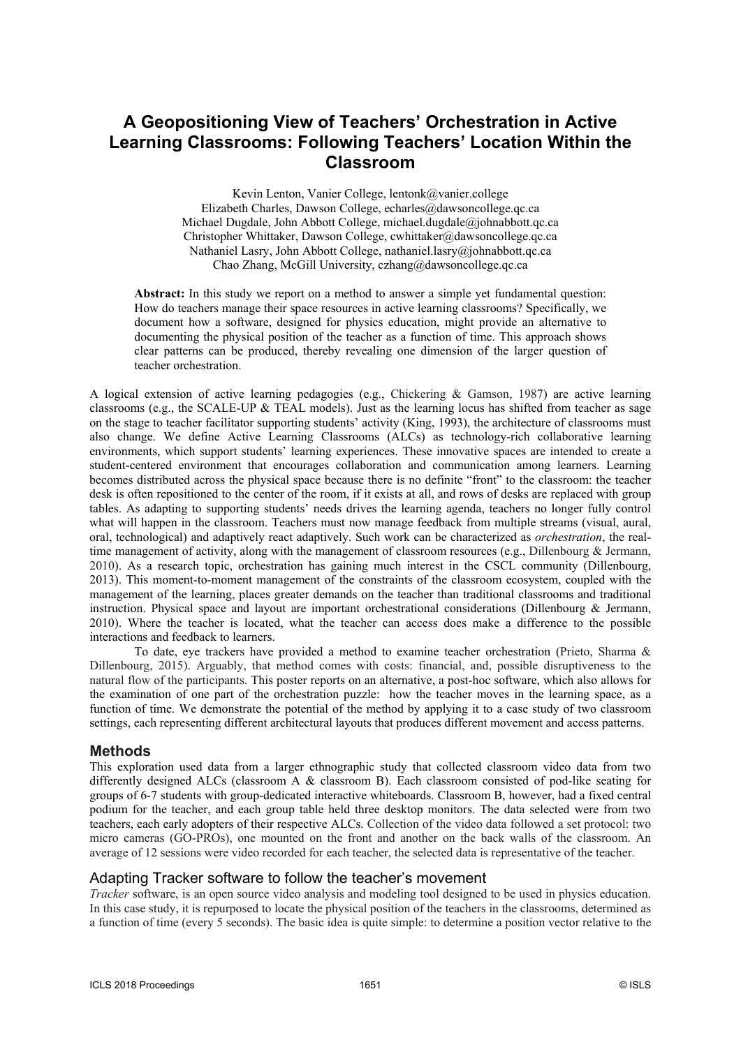# A Geopositioning View of Teachers' Orchestration in Active Learning Classrooms: Following Teachers' Location Within the Classroom

Kevin Lenton, Vanier College, lentonk@vanier.college
Elizabeth Charles, Dawson College, echarles@dawsoncollege.qc.ca
Michael Dugdale, John Abbott College, michael.dugdale@johnabbott.qc.ca
Christopher Whittaker, Dawson College, cwhittaker@dawsoncollege.qc.ca
Nathaniel Lasry, John Abbott College, nathaniel.lasry@johnabbott.qc.ca
Chao Zhang, McGill University, czhang@dawsoncollege.qc.ca

**Abstract:** In this study we report on a method to answer a simple yet fundamental question: How do teachers manage their space resources in active learning classrooms? Specifically, we document how a software, designed for physics education, might provide an alternative to documenting the physical position of the teacher as a function of time. This approach shows clear patterns can be produced, thereby revealing one dimension of the larger question of teacher orchestration.

A logical extension of active learning pedagogies (e.g., Chickering & Gamson, 1987) are active learning classrooms (e.g., the SCALE-UP & TEAL models). Just as the learning locus has shifted from teacher as sage on the stage to teacher facilitator supporting students' activity (King, 1993), the architecture of classrooms must also change. We define Active Learning Classrooms (ALCs) as technology-rich collaborative learning environments, which support students' learning experiences. These innovative spaces are intended to create a student-centered environment that encourages collaboration and communication among learners. Learning becomes distributed across the physical space because there is no definite "front" to the classroom: the teacher desk is often repositioned to the center of the room, if it exists at all, and rows of desks are replaced with group tables. As adapting to supporting students' needs drives the learning agenda, teachers no longer fully control what will happen in the classroom. Teachers must now manage feedback from multiple streams (visual, aural, oral, technological) and adaptively react adaptively. Such work can be characterized as *orchestration*, the real-time management of activity, along with the management of classroom resources (e.g., Dillenbourg & Jermann, 2010). As a research topic, orchestration has gaining much interest in the CSCL community (Dillenbourg, 2013). This moment-to-moment management of the constraints of the classroom ecosystem, coupled with the management of the learning, places greater demands on the teacher than traditional classrooms and traditional instruction. Physical space and layout are important orchestrational considerations (Dillenbourg & Jermann, 2010). Where the teacher is located, what the teacher can access does make a difference to the possible interactions and feedback to learners.

To date, eye trackers have provided a method to examine teacher orchestration (Prieto, Sharma & Dillenbourg, 2015). Arguably, that method comes with costs: financial, and, possible disruptiveness to the natural flow of the participants. This poster reports on an alternative, a post-hoc software, which also allows for the examination of one part of the orchestration puzzle: how the teacher moves in the learning space, as a function of time. We demonstrate the potential of the method by applying it to a case study of two classroom settings, each representing different architectural layouts that produces different movement and access patterns.

## Methods

This exploration used data from a larger ethnographic study that collected classroom video data from two differently designed ALCs (classroom A & classroom B). Each classroom consisted of pod-like seating for groups of 6-7 students with group-dedicated interactive whiteboards. Classroom B, however, had a fixed central podium for the teacher, and each group table held three desktop monitors. The data selected were from two teachers, each early adopters of their respective ALCs. Collection of the video data followed a set protocol: two micro cameras (GO-PROs), one mounted on the front and another on the back walls of the classroom. An average of 12 sessions were video recorded for each teacher, the selected data is representative of the teacher.

### Adapting Tracker software to follow the teacher's movement

*Tracker* software, is an open source video analysis and modeling tool designed to be used in physics education. In this case study, it is repurposed to locate the physical position of the teachers in the classrooms, determined as a function of time (every 5 seconds). The basic idea is quite simple: to determine a position vector relative to the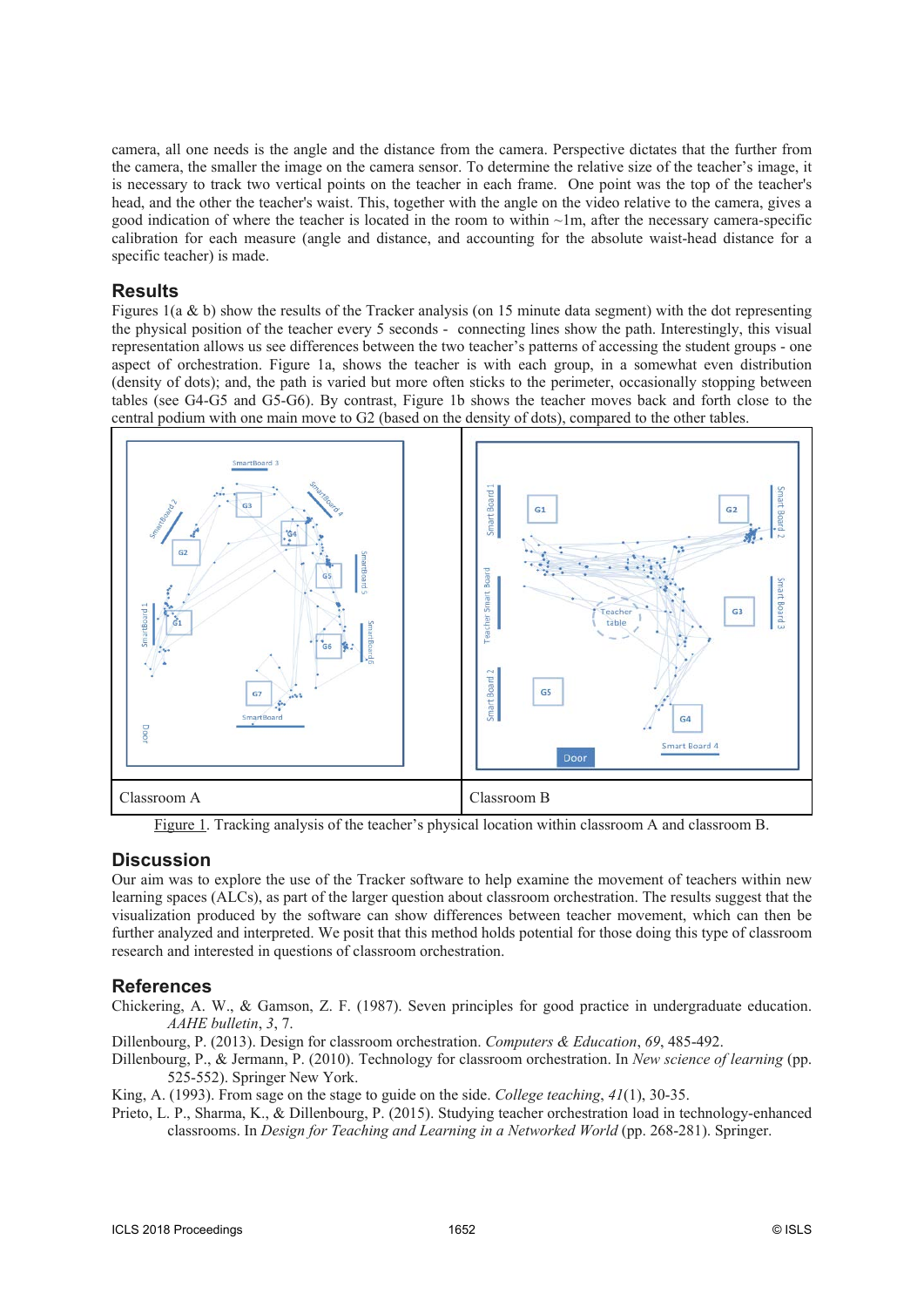camera, all one needs is the angle and the distance from the camera. Perspective dictates that the further from the camera, the smaller the image on the camera sensor. To determine the relative size of the teacher's image, it is necessary to track two vertical points on the teacher in each frame. One point was the top of the teacher's head, and the other the teacher's waist. This, together with the angle on the video relative to the camera, gives a good indication of where the teacher is located in the room to within ~1m, after the necessary camera-specific calibration for each measure (angle and distance, and accounting for the absolute waist-head distance for a specific teacher) is made.

## Results

Figures 1(a & b) show the results of the Tracker analysis (on 15 minute data segment) with the dot representing the physical position of the teacher every 5 seconds - connecting lines show the path. Interestingly, this visual representation allows us see differences between the two teacher's patterns of accessing the student groups - one aspect of orchestration. Figure 1a, shows the teacher is with each group, in a somewhat even distribution (density of dots); and, the path is varied but more often sticks to the perimeter, occasionally stopping between tables (see G4-G5 and G5-G6). By contrast, Figure 1b shows the teacher moves back and forth close to the central podium with one main move to G2 (based on the density of dots), compared to the other tables.

SmartBoard 3
SmartBoard 2
SmartBoard 4
G3
G4
G2
G5
SmartBoard 5
SmartBoard 1
G1
G6
SmartBoard6
G7
SmartBoard
Door

Classroom A

Smart Board 1
G1
G2
Smart Board 2
Teacher Smart Board
Teacher table
G3
Smart Board 3
Smart Board 2
G5
G4
Smart Board 4
Door

Classroom B

Figure 1. Tracking analysis of the teacher's physical location within classroom A and classroom B.

## Discussion

Our aim was to explore the use of the Tracker software to help examine the movement of teachers within new learning spaces (ALCs), as part of the larger question about classroom orchestration. The results suggest that the visualization produced by the software can show differences between teacher movement, which can then be further analyzed and interpreted. We posit that this method holds potential for those doing this type of classroom research and interested in questions of classroom orchestration.

## References

Chickering, A. W., & Gamson, Z. F. (1987). Seven principles for good practice in undergraduate education. *AAHE bulletin*, *3*, 7.

Dillenbourg, P. (2013). Design for classroom orchestration. *Computers & Education*, *69*, 485-492.

Dillenbourg, P., & Jermann, P. (2010). Technology for classroom orchestration. In *New science of learning* (pp. 525-552). Springer New York.

King, A. (1993). From sage on the stage to guide on the side. *College teaching*, *41*(1), 30-35.

Prieto, L. P., Sharma, K., & Dillenbourg, P. (2015). Studying teacher orchestration load in technology-enhanced classrooms. In *Design for Teaching and Learning in a Networked World* (pp. 268-281). Springer.